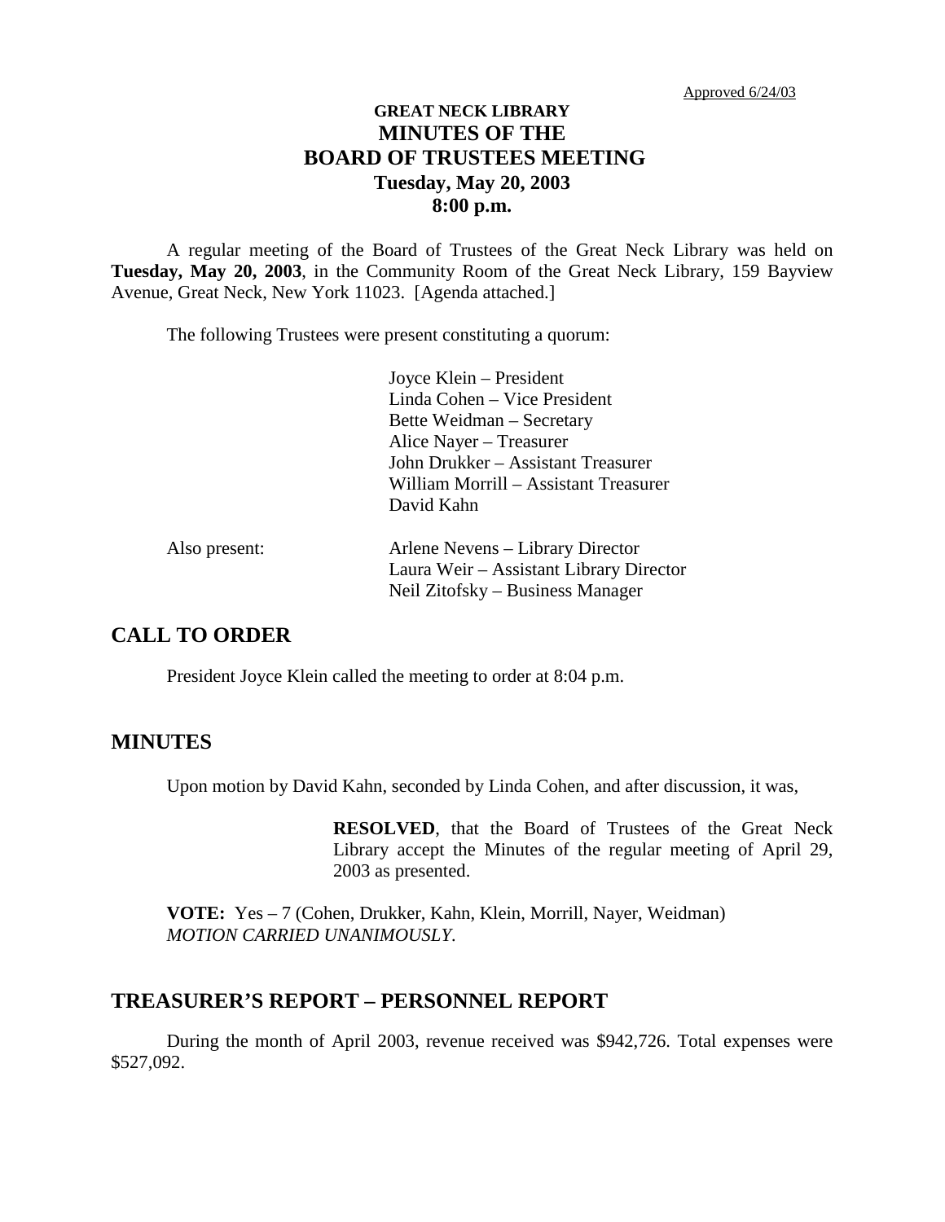Approved 6/24/03

# GREAT NECK LIBRARY
# MINUTES OF THE
# BOARD OF TRUSTEES MEETING
## Tuesday, May 20, 2003
## 8:00 p.m.

A regular meeting of the Board of Trustees of the Great Neck Library was held on **Tuesday, May 20, 2003**, in the Community Room of the Great Neck Library, 159 Bayview Avenue, Great Neck, New York 11023. [Agenda attached.]

The following Trustees were present constituting a quorum:

Joyce Klein – President
Linda Cohen – Vice President
Bette Weidman – Secretary
Alice Nayer – Treasurer
John Drukker – Assistant Treasurer
William Morrill – Assistant Treasurer
David Kahn

Also present:

Arlene Nevens – Library Director
Laura Weir – Assistant Library Director
Neil Zitofsky – Business Manager

## CALL TO ORDER

President Joyce Klein called the meeting to order at 8:04 p.m.

## MINUTES

Upon motion by David Kahn, seconded by Linda Cohen, and after discussion, it was,

> **RESOLVED**, that the Board of Trustees of the Great Neck Library accept the Minutes of the regular meeting of April 29, 2003 as presented.

**VOTE:** Yes – 7 (Cohen, Drukker, Kahn, Klein, Morrill, Nayer, Weidman)
*MOTION CARRIED UNANIMOUSLY.*

## TREASURER'S REPORT – PERSONNEL REPORT

During the month of April 2003, revenue received was $942,726. Total expenses were $527,092.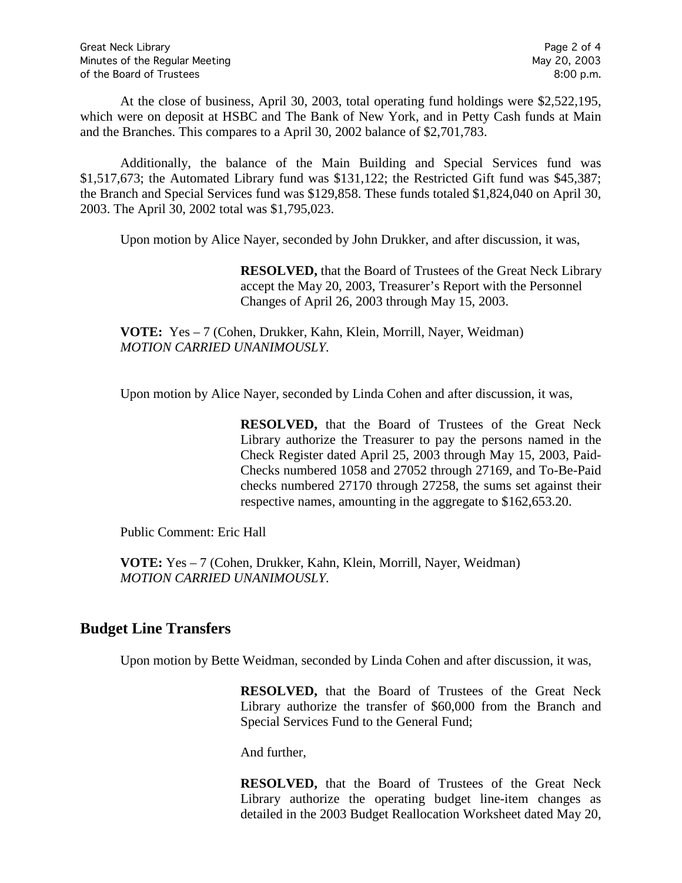At the close of business, April 30, 2003, total operating fund holdings were $2,522,195, which were on deposit at HSBC and The Bank of New York, and in Petty Cash funds at Main and the Branches. This compares to a April 30, 2002 balance of $2,701,783.

Additionally, the balance of the Main Building and Special Services fund was $1,517,673; the Automated Library fund was $131,122; the Restricted Gift fund was $45,387; the Branch and Special Services fund was $129,858. These funds totaled $1,824,040 on April 30, 2003. The April 30, 2002 total was $1,795,023.

Upon motion by Alice Nayer, seconded by John Drukker, and after discussion, it was,

> **RESOLVED,** that the Board of Trustees of the Great Neck Library accept the May 20, 2003, Treasurer's Report with the Personnel Changes of April 26, 2003 through May 15, 2003.

**VOTE:** Yes – 7 (Cohen, Drukker, Kahn, Klein, Morrill, Nayer, Weidman)
*MOTION CARRIED UNANIMOUSLY.*

Upon motion by Alice Nayer, seconded by Linda Cohen and after discussion, it was,

> **RESOLVED,** that the Board of Trustees of the Great Neck Library authorize the Treasurer to pay the persons named in the Check Register dated April 25, 2003 through May 15, 2003, Paid-Checks numbered 1058 and 27052 through 27169, and To-Be-Paid checks numbered 27170 through 27258, the sums set against their respective names, amounting in the aggregate to $162,653.20.

Public Comment: Eric Hall

**VOTE:** Yes – 7 (Cohen, Drukker, Kahn, Klein, Morrill, Nayer, Weidman)
*MOTION CARRIED UNANIMOUSLY.*

## Budget Line Transfers

Upon motion by Bette Weidman, seconded by Linda Cohen and after discussion, it was,

> **RESOLVED,** that the Board of Trustees of the Great Neck Library authorize the transfer of $60,000 from the Branch and Special Services Fund to the General Fund;
>
> And further,
>
> **RESOLVED,** that the Board of Trustees of the Great Neck Library authorize the operating budget line-item changes as detailed in the 2003 Budget Reallocation Worksheet dated May 20,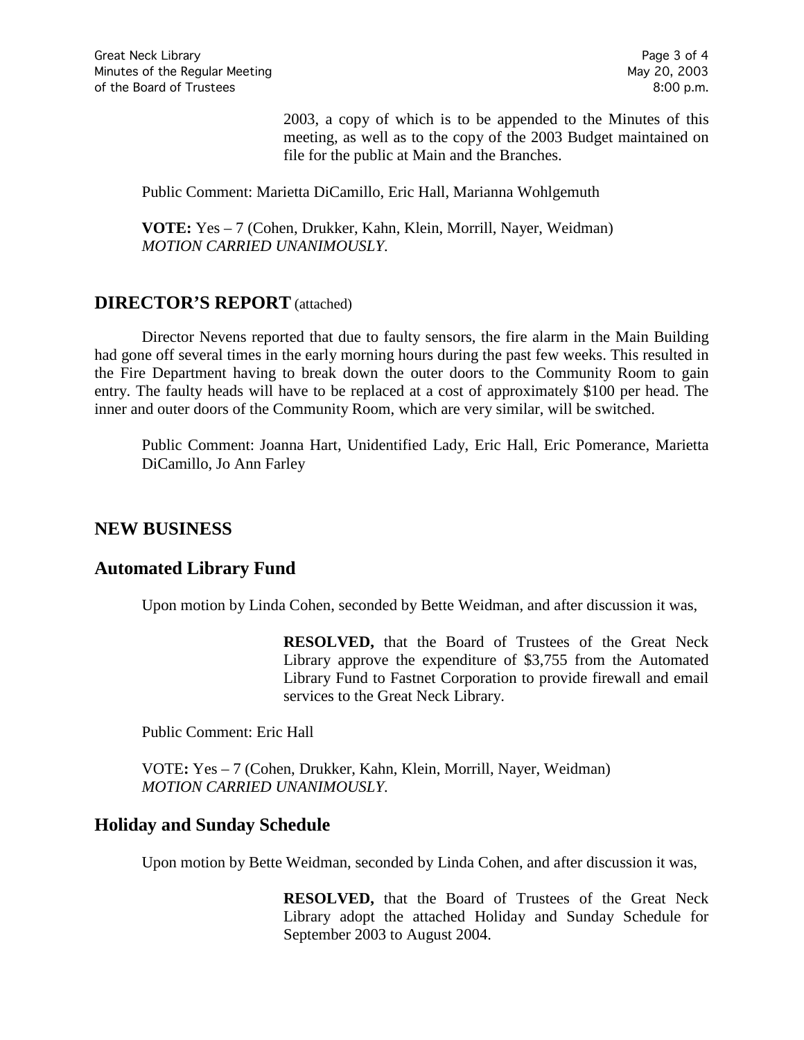2003, a copy of which is to be appended to the Minutes of this meeting, as well as to the copy of the 2003 Budget maintained on file for the public at Main and the Branches.

Public Comment: Marietta DiCamillo, Eric Hall, Marianna Wohlgemuth

**VOTE:** Yes – 7 (Cohen, Drukker, Kahn, Klein, Morrill, Nayer, Weidman)
*MOTION CARRIED UNANIMOUSLY.*

## DIRECTOR'S REPORT (attached)

Director Nevens reported that due to faulty sensors, the fire alarm in the Main Building had gone off several times in the early morning hours during the past few weeks. This resulted in the Fire Department having to break down the outer doors to the Community Room to gain entry. The faulty heads will have to be replaced at a cost of approximately $100 per head. The inner and outer doors of the Community Room, which are very similar, will be switched.

Public Comment: Joanna Hart, Unidentified Lady, Eric Hall, Eric Pomerance, Marietta DiCamillo, Jo Ann Farley

## NEW BUSINESS

### Automated Library Fund

Upon motion by Linda Cohen, seconded by Bette Weidman, and after discussion it was,

**RESOLVED,** that the Board of Trustees of the Great Neck Library approve the expenditure of $3,755 from the Automated Library Fund to Fastnet Corporation to provide firewall and email services to the Great Neck Library.

Public Comment: Eric Hall

VOTE**:** Yes – 7 (Cohen, Drukker, Kahn, Klein, Morrill, Nayer, Weidman)
*MOTION CARRIED UNANIMOUSLY.*

### Holiday and Sunday Schedule

Upon motion by Bette Weidman, seconded by Linda Cohen, and after discussion it was,

**RESOLVED,** that the Board of Trustees of the Great Neck Library adopt the attached Holiday and Sunday Schedule for September 2003 to August 2004.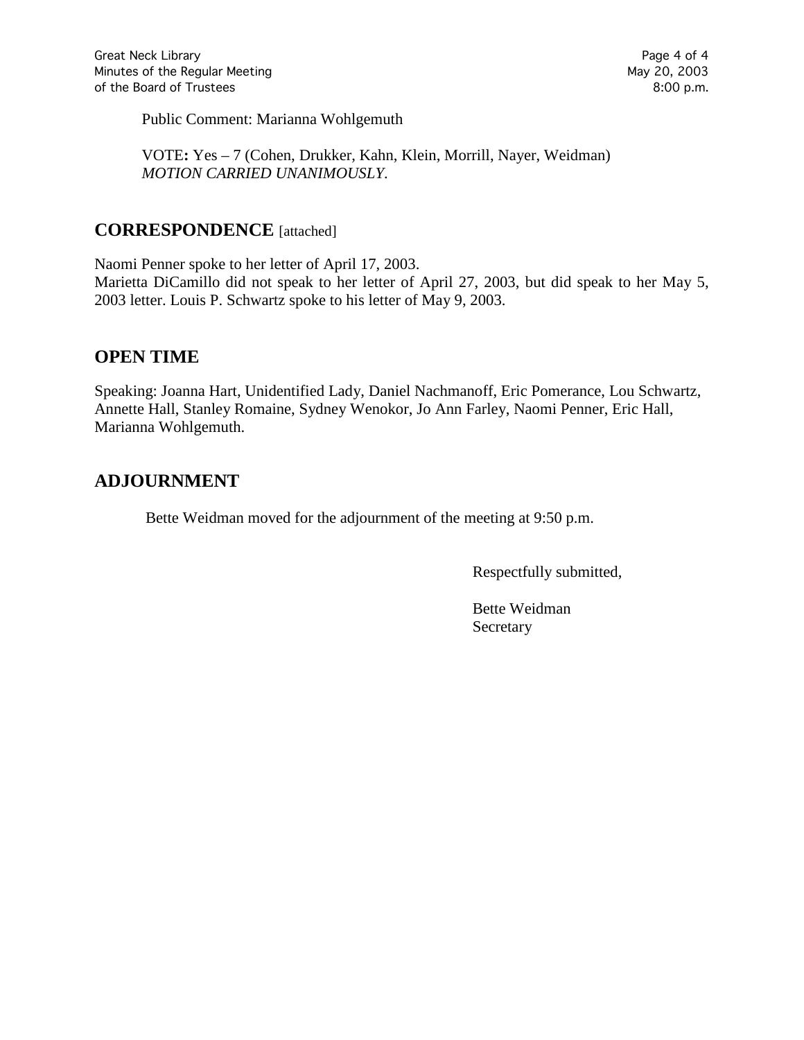Public Comment: Marianna Wohlgemuth

VOTE**:** Yes – 7 (Cohen, Drukker, Kahn, Klein, Morrill, Nayer, Weidman)
*MOTION CARRIED UNANIMOUSLY*.

## CORRESPONDENCE [attached]

Naomi Penner spoke to her letter of April 17, 2003.
Marietta DiCamillo did not speak to her letter of April 27, 2003, but did speak to her May 5, 2003 letter. Louis P. Schwartz spoke to his letter of May 9, 2003.

## OPEN TIME

Speaking: Joanna Hart, Unidentified Lady, Daniel Nachmanoff, Eric Pomerance, Lou Schwartz, Annette Hall, Stanley Romaine, Sydney Wenokor, Jo Ann Farley, Naomi Penner, Eric Hall, Marianna Wohlgemuth.

## ADJOURNMENT

Bette Weidman moved for the adjournment of the meeting at 9:50 p.m.

Respectfully submitted,

Bette Weidman
Secretary